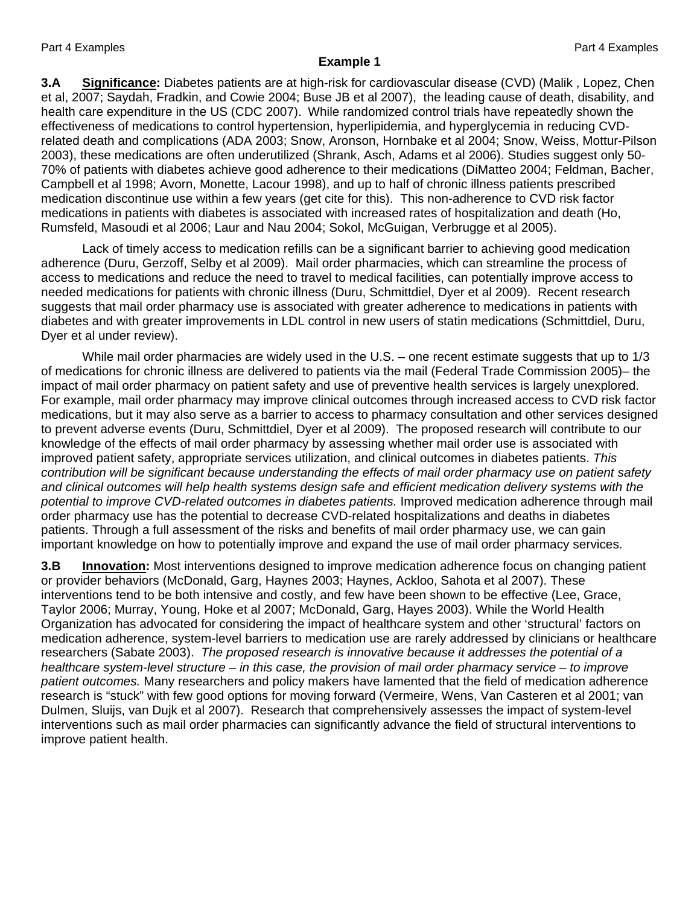**Example 1**

**3.A** **Significance:** Diabetes patients are at high-risk for cardiovascular disease (CVD) (Malik , Lopez, Chen et al, 2007; Saydah, Fradkin, and Cowie 2004; Buse JB et al 2007), the leading cause of death, disability, and health care expenditure in the US (CDC 2007). While randomized control trials have repeatedly shown the effectiveness of medications to control hypertension, hyperlipidemia, and hyperglycemia in reducing CVD-related death and complications (ADA 2003; Snow, Aronson, Hornbake et al 2004; Snow, Weiss, Mottur-Pilson 2003), these medications are often underutilized (Shrank, Asch, Adams et al 2006). Studies suggest only 50-70% of patients with diabetes achieve good adherence to their medications (DiMatteo 2004; Feldman, Bacher, Campbell et al 1998; Avorn, Monette, Lacour 1998), and up to half of chronic illness patients prescribed medication discontinue use within a few years (get cite for this). This non-adherence to CVD risk factor medications in patients with diabetes is associated with increased rates of hospitalization and death (Ho, Rumsfeld, Masoudi et al 2006; Laur and Nau 2004; Sokol, McGuigan, Verbrugge et al 2005).

Lack of timely access to medication refills can be a significant barrier to achieving good medication adherence (Duru, Gerzoff, Selby et al 2009). Mail order pharmacies, which can streamline the process of access to medications and reduce the need to travel to medical facilities, can potentially improve access to needed medications for patients with chronic illness (Duru, Schmittdiel, Dyer et al 2009). Recent research suggests that mail order pharmacy use is associated with greater adherence to medications in patients with diabetes and with greater improvements in LDL control in new users of statin medications (Schmittdiel, Duru, Dyer et al under review).

While mail order pharmacies are widely used in the U.S. – one recent estimate suggests that up to 1/3 of medications for chronic illness are delivered to patients via the mail (Federal Trade Commission 2005)– the impact of mail order pharmacy on patient safety and use of preventive health services is largely unexplored. For example, mail order pharmacy may improve clinical outcomes through increased access to CVD risk factor medications, but it may also serve as a barrier to access to pharmacy consultation and other services designed to prevent adverse events (Duru, Schmittdiel, Dyer et al 2009). The proposed research will contribute to our knowledge of the effects of mail order pharmacy by assessing whether mail order use is associated with improved patient safety, appropriate services utilization, and clinical outcomes in diabetes patients. *This contribution will be significant because understanding the effects of mail order pharmacy use on patient safety and clinical outcomes will help health systems design safe and efficient medication delivery systems with the potential to improve CVD-related outcomes in diabetes patients.* Improved medication adherence through mail order pharmacy use has the potential to decrease CVD-related hospitalizations and deaths in diabetes patients. Through a full assessment of the risks and benefits of mail order pharmacy use, we can gain important knowledge on how to potentially improve and expand the use of mail order pharmacy services.

**3.B** **Innovation:** Most interventions designed to improve medication adherence focus on changing patient or provider behaviors (McDonald, Garg, Haynes 2003; Haynes, Ackloo, Sahota et al 2007). These interventions tend to be both intensive and costly, and few have been shown to be effective (Lee, Grace, Taylor 2006; Murray, Young, Hoke et al 2007; McDonald, Garg, Hayes 2003). While the World Health Organization has advocated for considering the impact of healthcare system and other 'structural' factors on medication adherence, system-level barriers to medication use are rarely addressed by clinicians or healthcare researchers (Sabate 2003). *The proposed research is innovative because it addresses the potential of a healthcare system-level structure – in this case, the provision of mail order pharmacy service – to improve patient outcomes.* Many researchers and policy makers have lamented that the field of medication adherence research is "stuck" with few good options for moving forward (Vermeire, Wens, Van Casteren et al 2001; van Dulmen, Sluijs, van Dujk et al 2007). Research that comprehensively assesses the impact of system-level interventions such as mail order pharmacies can significantly advance the field of structural interventions to improve patient health.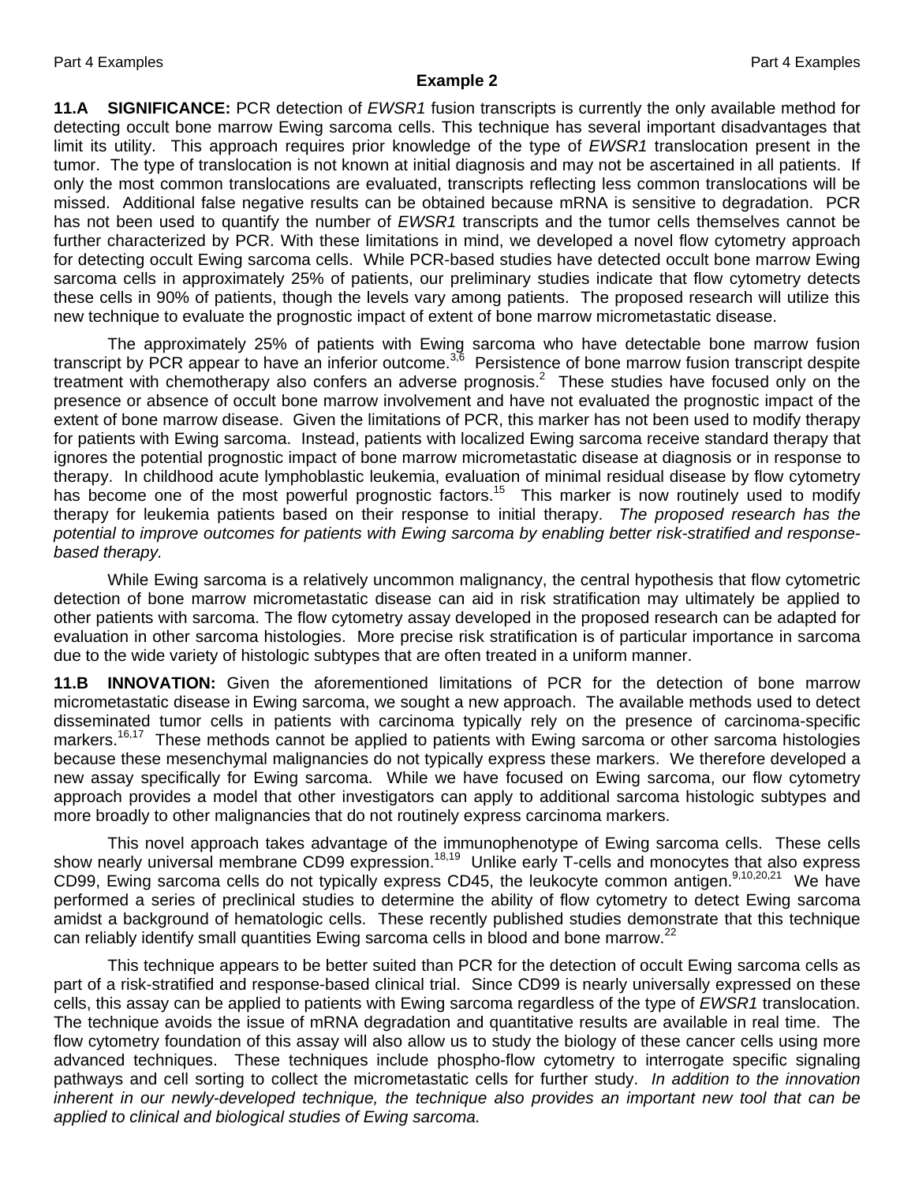**Example 2**

**11.A SIGNIFICANCE:** PCR detection of *EWSR1* fusion transcripts is currently the only available method for detecting occult bone marrow Ewing sarcoma cells. This technique has several important disadvantages that limit its utility. This approach requires prior knowledge of the type of *EWSR1* translocation present in the tumor. The type of translocation is not known at initial diagnosis and may not be ascertained in all patients. If only the most common translocations are evaluated, transcripts reflecting less common translocations will be missed. Additional false negative results can be obtained because mRNA is sensitive to degradation. PCR has not been used to quantify the number of *EWSR1* transcripts and the tumor cells themselves cannot be further characterized by PCR. With these limitations in mind, we developed a novel flow cytometry approach for detecting occult Ewing sarcoma cells. While PCR-based studies have detected occult bone marrow Ewing sarcoma cells in approximately 25% of patients, our preliminary studies indicate that flow cytometry detects these cells in 90% of patients, though the levels vary among patients. The proposed research will utilize this new technique to evaluate the prognostic impact of extent of bone marrow micrometastatic disease.

The approximately 25% of patients with Ewing sarcoma who have detectable bone marrow fusion transcript by PCR appear to have an inferior outcome.[3,6] Persistence of bone marrow fusion transcript despite treatment with chemotherapy also confers an adverse prognosis.[2] These studies have focused only on the presence or absence of occult bone marrow involvement and have not evaluated the prognostic impact of the extent of bone marrow disease. Given the limitations of PCR, this marker has not been used to modify therapy for patients with Ewing sarcoma. Instead, patients with localized Ewing sarcoma receive standard therapy that ignores the potential prognostic impact of bone marrow micrometastatic disease at diagnosis or in response to therapy. In childhood acute lymphoblastic leukemia, evaluation of minimal residual disease by flow cytometry has become one of the most powerful prognostic factors.[15] This marker is now routinely used to modify therapy for leukemia patients based on their response to initial therapy. *The proposed research has the potential to improve outcomes for patients with Ewing sarcoma by enabling better risk-stratified and response-based therapy.*

While Ewing sarcoma is a relatively uncommon malignancy, the central hypothesis that flow cytometric detection of bone marrow micrometastatic disease can aid in risk stratification may ultimately be applied to other patients with sarcoma. The flow cytometry assay developed in the proposed research can be adapted for evaluation in other sarcoma histologies. More precise risk stratification is of particular importance in sarcoma due to the wide variety of histologic subtypes that are often treated in a uniform manner.

**11.B INNOVATION:** Given the aforementioned limitations of PCR for the detection of bone marrow micrometastatic disease in Ewing sarcoma, we sought a new approach. The available methods used to detect disseminated tumor cells in patients with carcinoma typically rely on the presence of carcinoma-specific markers.[16,17] These methods cannot be applied to patients with Ewing sarcoma or other sarcoma histologies because these mesenchymal malignancies do not typically express these markers. We therefore developed a new assay specifically for Ewing sarcoma. While we have focused on Ewing sarcoma, our flow cytometry approach provides a model that other investigators can apply to additional sarcoma histologic subtypes and more broadly to other malignancies that do not routinely express carcinoma markers.

This novel approach takes advantage of the immunophenotype of Ewing sarcoma cells. These cells show nearly universal membrane CD99 expression.[18,19] Unlike early T-cells and monocytes that also express CD99, Ewing sarcoma cells do not typically express CD45, the leukocyte common antigen.[9,10,20,21] We have performed a series of preclinical studies to determine the ability of flow cytometry to detect Ewing sarcoma amidst a background of hematologic cells. These recently published studies demonstrate that this technique can reliably identify small quantities Ewing sarcoma cells in blood and bone marrow.[22]

This technique appears to be better suited than PCR for the detection of occult Ewing sarcoma cells as part of a risk-stratified and response-based clinical trial. Since CD99 is nearly universally expressed on these cells, this assay can be applied to patients with Ewing sarcoma regardless of the type of *EWSR1* translocation. The technique avoids the issue of mRNA degradation and quantitative results are available in real time. The flow cytometry foundation of this assay will also allow us to study the biology of these cancer cells using more advanced techniques. These techniques include phospho-flow cytometry to interrogate specific signaling pathways and cell sorting to collect the micrometastatic cells for further study. *In addition to the innovation inherent in our newly-developed technique, the technique also provides an important new tool that can be applied to clinical and biological studies of Ewing sarcoma.*